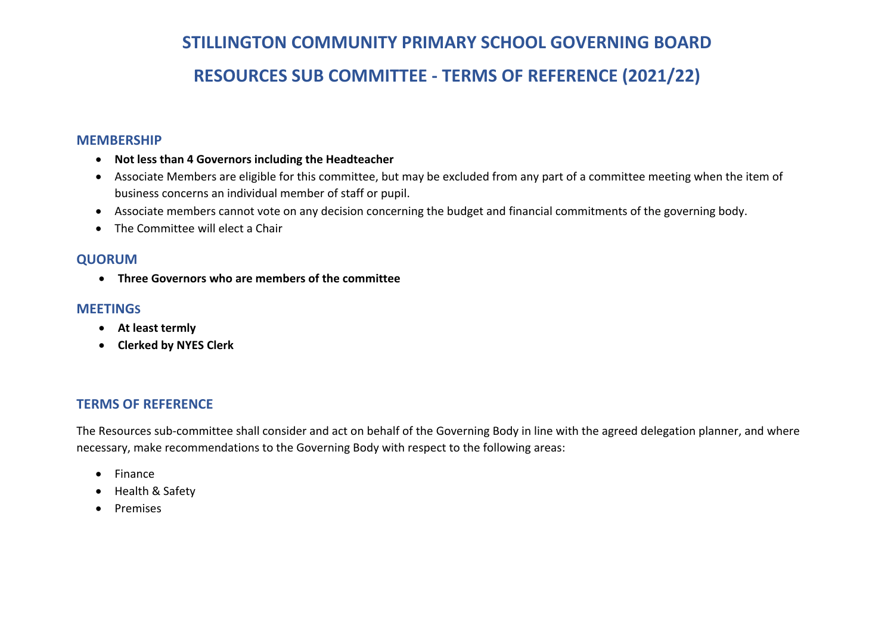# STILLINGTON COMMUNITY PRIMARY SCHOOL GOVERNING BOARD

# RESOURCES SUB COMMITTEE - TERMS OF REFERENCE (2021/22)

## MEMBERSHIP

- **Not less than 4 Governors including the Headteacher**
- Associate Members are eligible for this committee, but may be excluded from any part of a committee meeting when the item of business concerns an individual member of staff or pupil.
- Associate members cannot vote on any decision concerning the budget and financial commitments of the governing body.
- The Committee will elect a Chair

## QUORUM

- **Three Governors who are members of the committee**

## MEETINGS

- **At least termly**
- **Clerked by NYES Clerk**

## TERMS OF REFERENCE

The Resources sub-committee shall consider and act on behalf of the Governing Body in line with the agreed delegation planner, and where necessary, make recommendations to the Governing Body with respect to the following areas:

- Finance
- Health & Safety
- Premises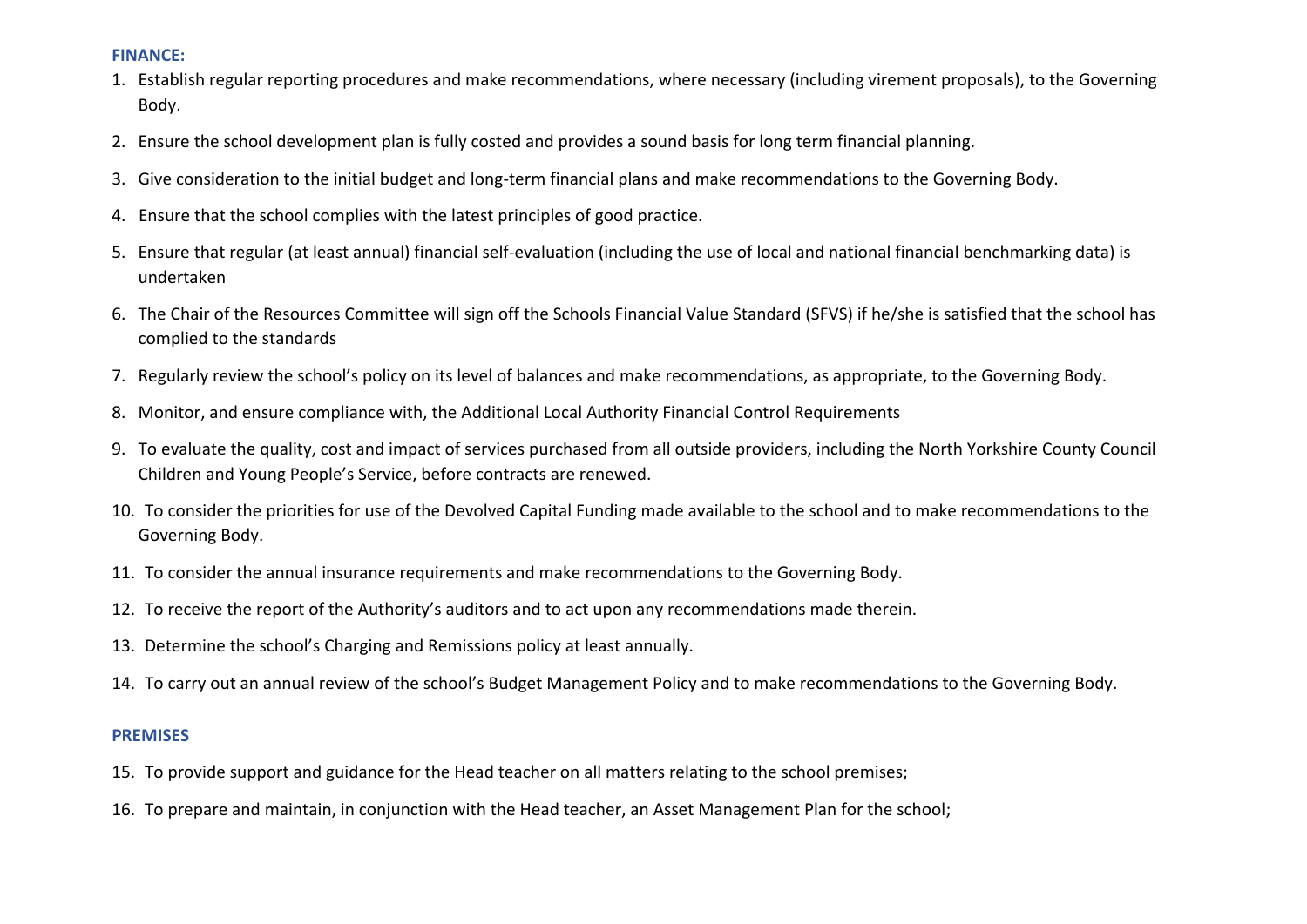**FINANCE:**

1. Establish regular reporting procedures and make recommendations, where necessary (including virement proposals), to the Governing Body.
2. Ensure the school development plan is fully costed and provides a sound basis for long term financial planning.
3. Give consideration to the initial budget and long-term financial plans and make recommendations to the Governing Body.
4. Ensure that the school complies with the latest principles of good practice.
5. Ensure that regular (at least annual) financial self-evaluation (including the use of local and national financial benchmarking data) is undertaken
6. The Chair of the Resources Committee will sign off the Schools Financial Value Standard (SFVS) if he/she is satisfied that the school has complied to the standards
7. Regularly review the school's policy on its level of balances and make recommendations, as appropriate, to the Governing Body.
8. Monitor, and ensure compliance with, the Additional Local Authority Financial Control Requirements
9. To evaluate the quality, cost and impact of services purchased from all outside providers, including the North Yorkshire County Council Children and Young People's Service, before contracts are renewed.
10. To consider the priorities for use of the Devolved Capital Funding made available to the school and to make recommendations to the Governing Body.
11. To consider the annual insurance requirements and make recommendations to the Governing Body.
12. To receive the report of the Authority's auditors and to act upon any recommendations made therein.
13. Determine the school's Charging and Remissions policy at least annually.
14. To carry out an annual review of the school's Budget Management Policy and to make recommendations to the Governing Body.

**PREMISES**

15. To provide support and guidance for the Head teacher on all matters relating to the school premises;
16. To prepare and maintain, in conjunction with the Head teacher, an Asset Management Plan for the school;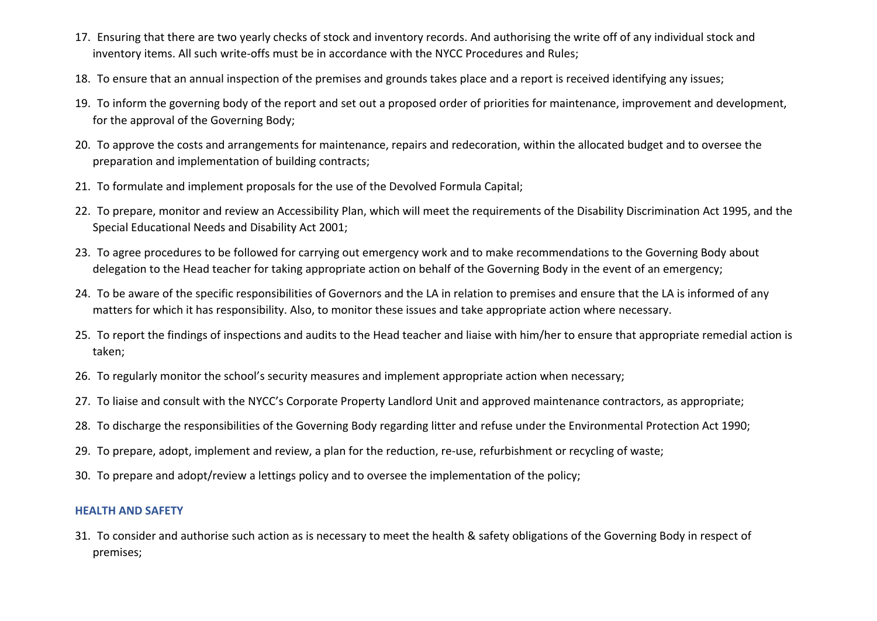17. Ensuring that there are two yearly checks of stock and inventory records. And authorising the write off of any individual stock and inventory items. All such write-offs must be in accordance with the NYCC Procedures and Rules;
18. To ensure that an annual inspection of the premises and grounds takes place and a report is received identifying any issues;
19. To inform the governing body of the report and set out a proposed order of priorities for maintenance, improvement and development, for the approval of the Governing Body;
20. To approve the costs and arrangements for maintenance, repairs and redecoration, within the allocated budget and to oversee the preparation and implementation of building contracts;
21. To formulate and implement proposals for the use of the Devolved Formula Capital;
22. To prepare, monitor and review an Accessibility Plan, which will meet the requirements of the Disability Discrimination Act 1995, and the Special Educational Needs and Disability Act 2001;
23. To agree procedures to be followed for carrying out emergency work and to make recommendations to the Governing Body about delegation to the Head teacher for taking appropriate action on behalf of the Governing Body in the event of an emergency;
24. To be aware of the specific responsibilities of Governors and the LA in relation to premises and ensure that the LA is informed of any matters for which it has responsibility. Also, to monitor these issues and take appropriate action where necessary.
25. To report the findings of inspections and audits to the Head teacher and liaise with him/her to ensure that appropriate remedial action is taken;
26. To regularly monitor the school's security measures and implement appropriate action when necessary;
27. To liaise and consult with the NYCC's Corporate Property Landlord Unit and approved maintenance contractors, as appropriate;
28. To discharge the responsibilities of the Governing Body regarding litter and refuse under the Environmental Protection Act 1990;
29. To prepare, adopt, implement and review, a plan for the reduction, re-use, refurbishment or recycling of waste;
30. To prepare and adopt/review a lettings policy and to oversee the implementation of the policy;

### HEALTH AND SAFETY

31. To consider and authorise such action as is necessary to meet the health & safety obligations of the Governing Body in respect of premises;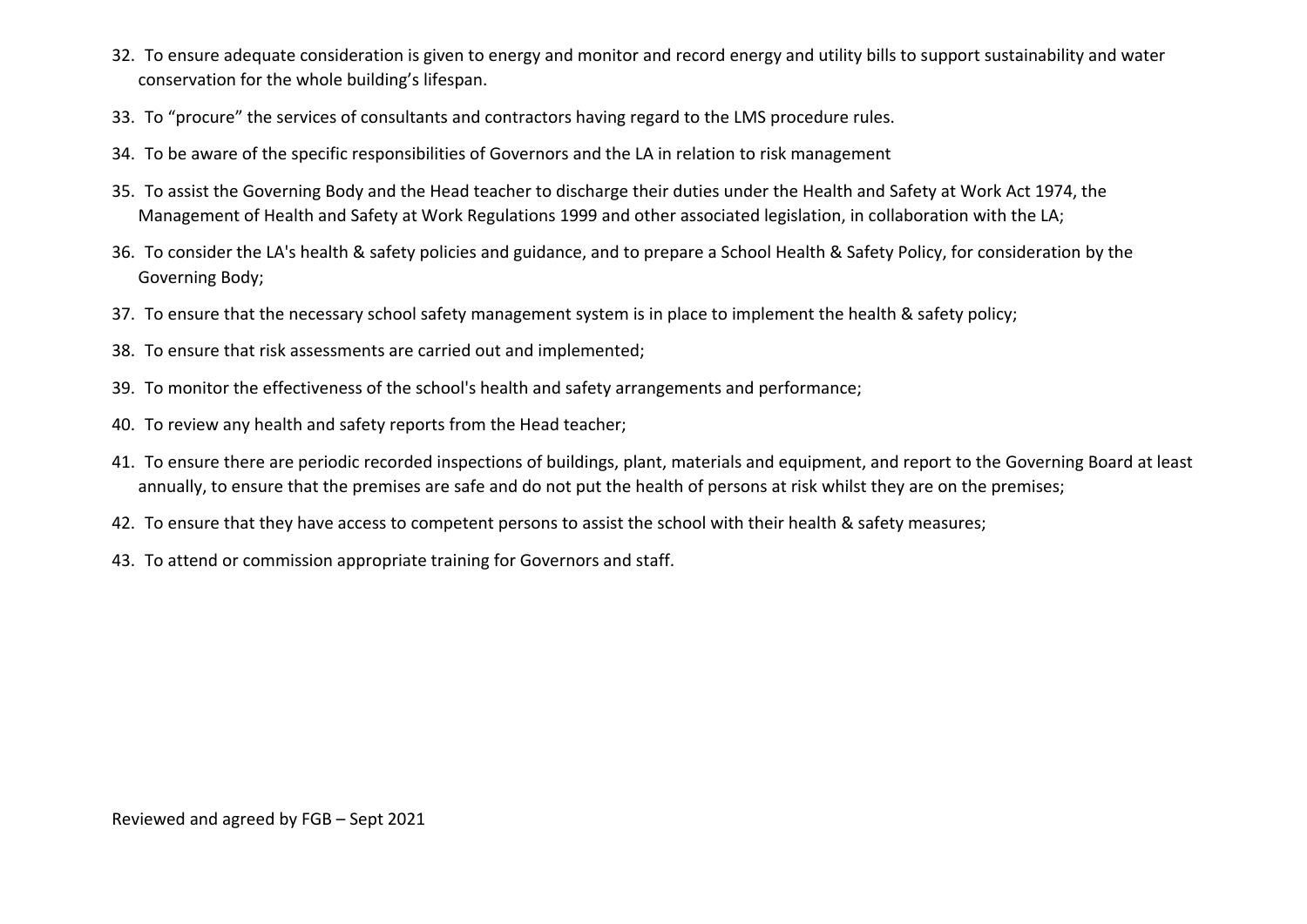32. To ensure adequate consideration is given to energy and monitor and record energy and utility bills to support sustainability and water conservation for the whole building's lifespan.
33. To "procure" the services of consultants and contractors having regard to the LMS procedure rules.
34. To be aware of the specific responsibilities of Governors and the LA in relation to risk management
35. To assist the Governing Body and the Head teacher to discharge their duties under the Health and Safety at Work Act 1974, the Management of Health and Safety at Work Regulations 1999 and other associated legislation, in collaboration with the LA;
36. To consider the LA's health & safety policies and guidance, and to prepare a School Health & Safety Policy, for consideration by the Governing Body;
37. To ensure that the necessary school safety management system is in place to implement the health & safety policy;
38. To ensure that risk assessments are carried out and implemented;
39. To monitor the effectiveness of the school's health and safety arrangements and performance;
40. To review any health and safety reports from the Head teacher;
41. To ensure there are periodic recorded inspections of buildings, plant, materials and equipment, and report to the Governing Board at least annually, to ensure that the premises are safe and do not put the health of persons at risk whilst they are on the premises;
42. To ensure that they have access to competent persons to assist the school with their health & safety measures;
43. To attend or commission appropriate training for Governors and staff.

Reviewed and agreed by FGB – Sept 2021